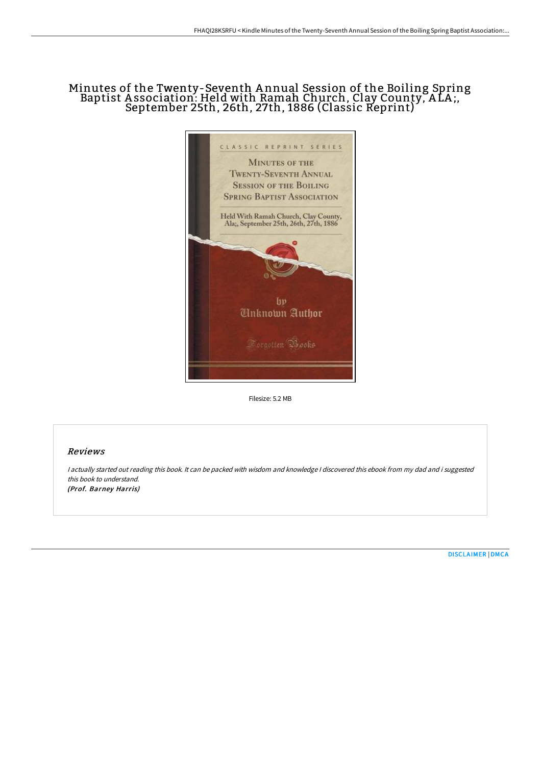# Minutes of the Twenty-Seventh Annual Session of the Boiling Spring Baptist Association: Held with Ramah Church, Clay County, ALA;, September 25th, 26th, 27th, 1886 (Classic Reprint)

Filesize: 5.2 MB

## Reviews

*I actually started out reading this book. It can be packed with wisdom and knowledge I discovered this ebook from my dad and i suggested this book to understand.*

***(Prof. Barney Harris)***

DISCLAIMER | DMCA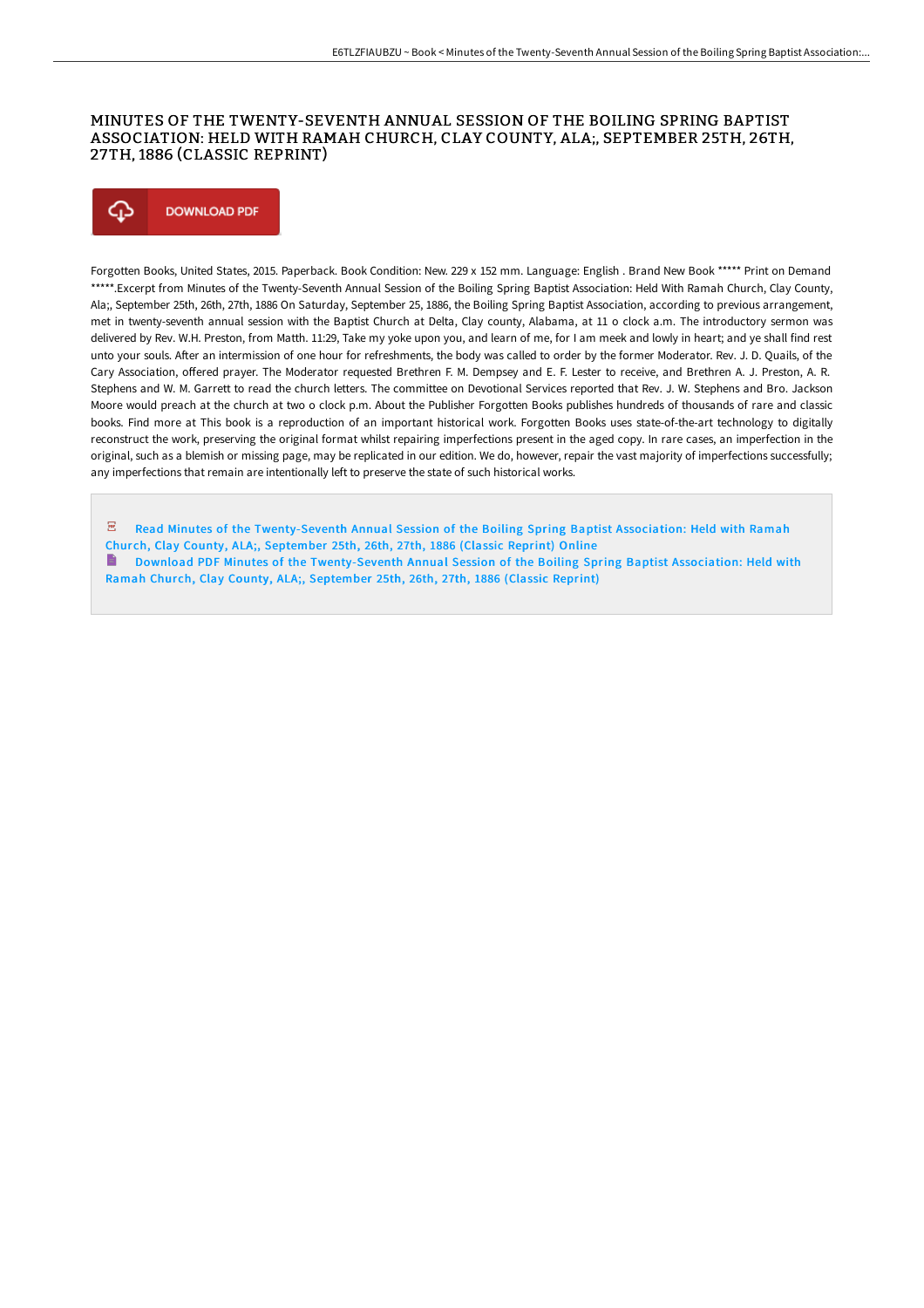# MINUTES OF THE TWENTY-SEVENTH ANNUAL SESSION OF THE BOILING SPRING BAPTIST ASSOCIATION: HELD WITH RAMAH CHURCH, CLAY COUNTY, ALA;, SEPTEMBER 25TH, 26TH, 27TH, 1886 (CLASSIC REPRINT)

DOWNLOAD PDF

Forgotten Books, United States, 2015. Paperback. Book Condition: New. 229 x 152 mm. Language: English . Brand New Book ***** Print on Demand *****.Excerpt from Minutes of the Twenty-Seventh Annual Session of the Boiling Spring Baptist Association: Held With Ramah Church, Clay County, Ala;, September 25th, 26th, 27th, 1886 On Saturday, September 25, 1886, the Boiling Spring Baptist Association, according to previous arrangement, met in twenty-seventh annual session with the Baptist Church at Delta, Clay county, Alabama, at 11 o clock a.m. The introductory sermon was delivered by Rev. W.H. Preston, from Matth. 11:29, Take my yoke upon you, and learn of me, for I am meek and lowly in heart; and ye shall find rest unto your souls. After an intermission of one hour for refreshments, the body was called to order by the former Moderator. Rev. J. D. Quails, of the Cary Association, offered prayer. The Moderator requested Brethren F. M. Dempsey and E. F. Lester to receive, and Brethren A. J. Preston, A. R. Stephens and W. M. Garrett to read the church letters. The committee on Devotional Services reported that Rev. J. W. Stephens and Bro. Jackson Moore would preach at the church at two o clock p.m. About the Publisher Forgotten Books publishes hundreds of thousands of rare and classic books. Find more at This book is a reproduction of an important historical work. Forgotten Books uses state-of-the-art technology to digitally reconstruct the work, preserving the original format whilst repairing imperfections present in the aged copy. In rare cases, an imperfection in the original, such as a blemish or missing page, may be replicated in our edition. We do, however, repair the vast majority of imperfections successfully; any imperfections that remain are intentionally left to preserve the state of such historical works.

Read Minutes of the Twenty-Seventh Annual Session of the Boiling Spring Baptist Association: Held with Ramah Church, Clay County, ALA;, September 25th, 26th, 27th, 1886 (Classic Reprint) Online

Download PDF Minutes of the Twenty-Seventh Annual Session of the Boiling Spring Baptist Association: Held with Ramah Church, Clay County, ALA;, September 25th, 26th, 27th, 1886 (Classic Reprint)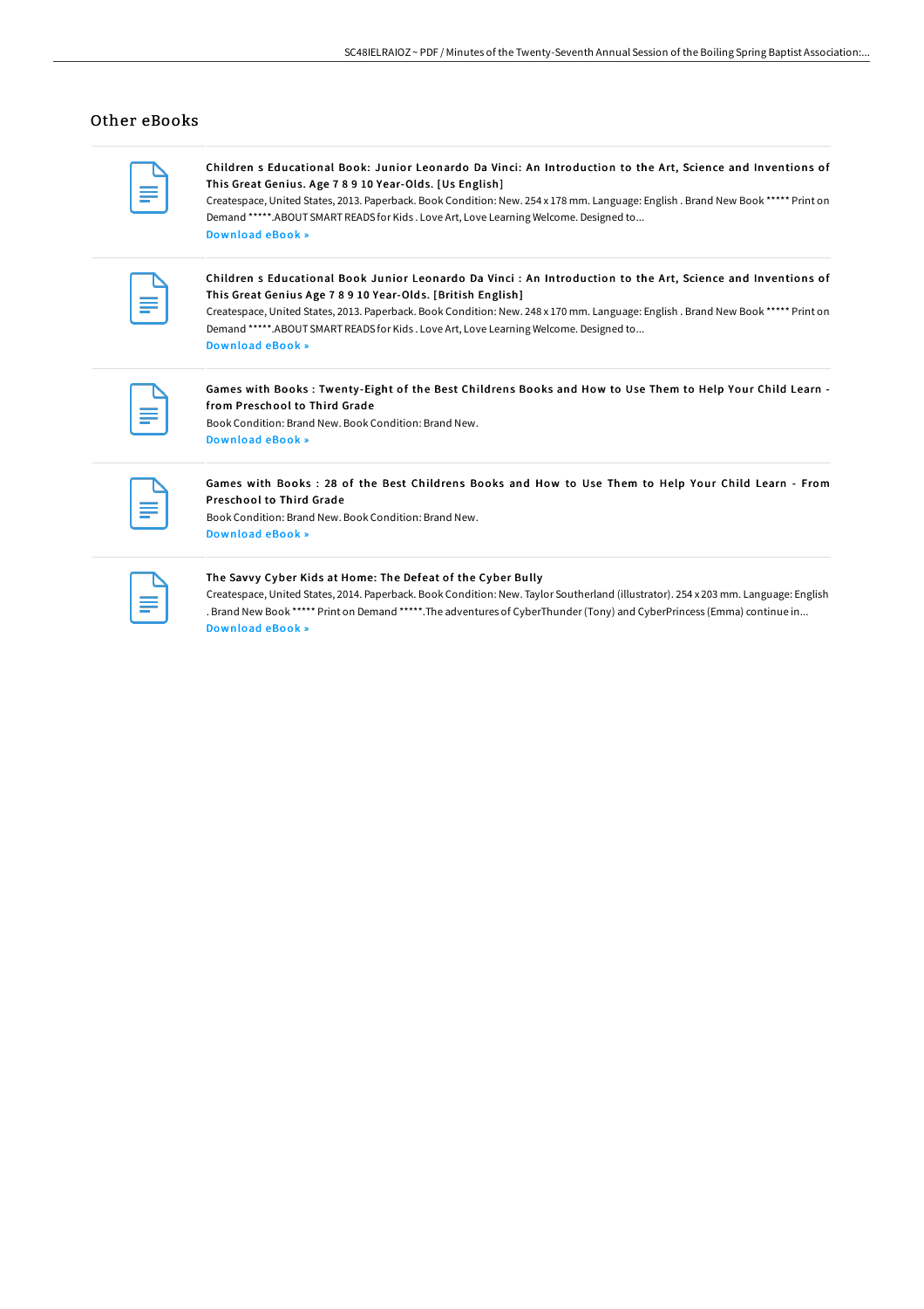## Other eBooks

**Children s Educational Book: Junior Leonardo Da Vinci: An Introduction to the Art, Science and Inventions of This Great Genius. Age 7 8 9 10 Year-Olds. [Us English]**

Createspace, United States, 2013. Paperback. Book Condition: New. 254 x 178 mm. Language: English . Brand New Book ***** Print on Demand *****.ABOUT SMART READS for Kids . Love Art, Love Learning Welcome. Designed to...

Download eBook »

**Children s Educational Book Junior Leonardo Da Vinci : An Introduction to the Art, Science and Inventions of This Great Genius Age 7 8 9 10 Year-Olds. [British English]**

Createspace, United States, 2013. Paperback. Book Condition: New. 248 x 170 mm. Language: English . Brand New Book ***** Print on Demand *****.ABOUT SMART READS for Kids . Love Art, Love Learning Welcome. Designed to...

Download eBook »

**Games with Books : Twenty-Eight of the Best Childrens Books and How to Use Them to Help Your Child Learn - from Preschool to Third Grade**

Book Condition: Brand New. Book Condition: Brand New.

Download eBook »

**Games with Books : 28 of the Best Childrens Books and How to Use Them to Help Your Child Learn - From Preschool to Third Grade**

Book Condition: Brand New. Book Condition: Brand New.

Download eBook »

**The Savvy Cyber Kids at Home: The Defeat of the Cyber Bully**

Createspace, United States, 2014. Paperback. Book Condition: New. Taylor Southerland (illustrator). 254 x 203 mm. Language: English . Brand New Book ***** Print on Demand *****.The adventures of CyberThunder (Tony) and CyberPrincess (Emma) continue in...

Download eBook »